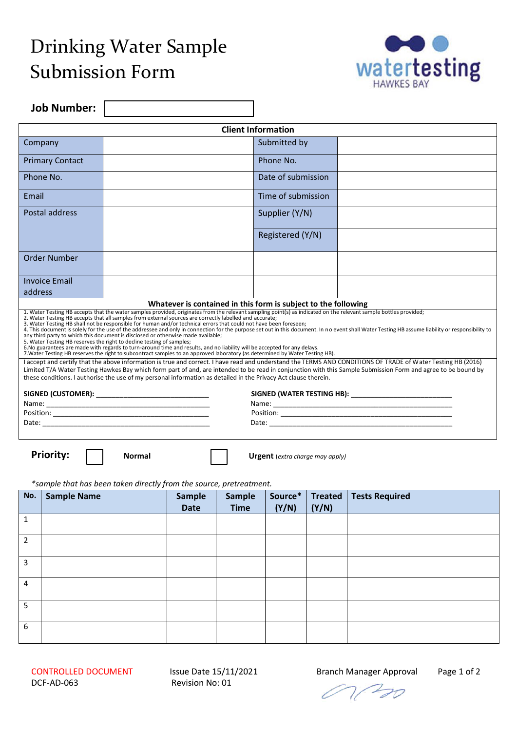# Drinking Water Sample Submission Form

watertesting HAWKES BAY

**Job Number:**

| Client Information | | | |
|---|---|---|---|
| Company | | Submitted by | |
| Primary Contact | | Phone No. | |
| Phone No. | | Date of submission | |
| Email | | Time of submission | |
| Postal address | | Supplier (Y/N) | |
| | | Registered (Y/N) | |
| Order Number | | | |
| Invoice Email address | | | |

**Whatever is contained in this form is subject to the following**

1. Water Testing HB accepts that the water samples provided, originates from the relevant sampling point(s) as indicated on the relevant sample bottles provided;
2. Water Testing HB accepts that all samples from external sources are correctly labelled and accurate;
3. Water Testing HB shall not be responsible for human and/or technical errors that could not have been foreseen;
4. This document is solely for the use of the addressee and only in connection for the purpose set out in this document. In no event shall Water Testing HB assume liability or responsibility to any third party to which this document is disclosed or otherwise made available;
5. Water Testing HB reserves the right to decline testing of samples;
6. No guarantees are made with regards to turn-around time and results, and no liability will be accepted for any delays.
7. Water Testing HB reserves the right to subcontract samples to an approved laboratory (as determined by Water Testing HB).

I accept and certify that the above information is true and correct. I have read and understand the TERMS AND CONDITIONS OF TRADE of Water Testing HB (2016) Limited T/A Water Testing Hawkes Bay which form part of and, are intended to be read in conjunction with this Sample Submission Form and agree to be bound by these conditions. I authorise the use of my personal information as detailed in the Privacy Act clause therein.

**SIGNED (CUSTOMER):** ____________________________
Name: ____________________________
Position: ____________________________
Date: ____________________________

**SIGNED (WATER TESTING HB):** ____________________________
Name: ____________________________
Position: ____________________________
Date: ____________________________

**Priority:** ☐ **Normal** ☐ **Urgent** *(extra charge may apply)*

*\*sample that has been taken directly from the source, pretreatment.*

| No. | Sample Name | Sample Date | Sample Time | Source* (Y/N) | Treated (Y/N) | Tests Required |
|---|---|---|---|---|---|---|
| 1 | | | | | | |
| 2 | | | | | | |
| 3 | | | | | | |
| 4 | | | | | | |
| 5 | | | | | | |
| 6 | | | | | | |

CONTROLLED DOCUMENT
DCF-AD-063

Issue Date 15/11/2021
Revision No: 01

Branch Manager Approval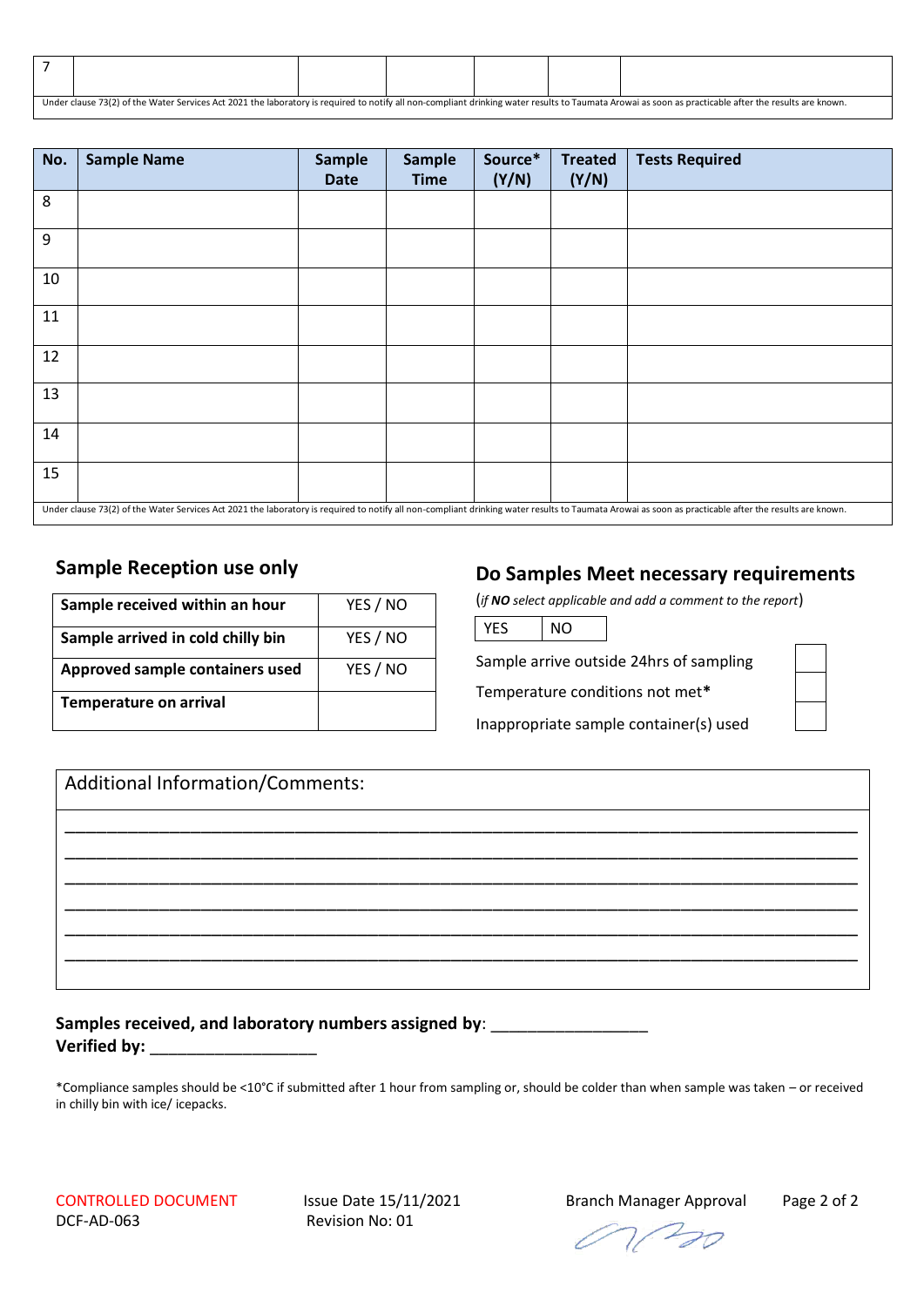| | | | | | | |
|---|---|---|---|---|---|---|
| 7 | | | | | | |

Under clause 73(2) of the Water Services Act 2021 the laboratory is required to notify all non-compliant drinking water results to Taumata Arowai as soon as practicable after the results are known.

| No. | Sample Name | Sample Date | Sample Time | Source* (Y/N) | Treated (Y/N) | Tests Required |
|---|---|---|---|---|---|---|
| 8 | | | | | | |
| 9 | | | | | | |
| 10 | | | | | | |
| 11 | | | | | | |
| 12 | | | | | | |
| 13 | | | | | | |
| 14 | | | | | | |
| 15 | | | | | | |

Under clause 73(2) of the Water Services Act 2021 the laboratory is required to notify all non-compliant drinking water results to Taumata Arowai as soon as practicable after the results are known.

## Sample Reception use only

| | |
|---|---|
| **Sample received within an hour** | YES / NO |
| **Sample arrived in cold chilly bin** | YES / NO |
| **Approved sample containers used** | YES / NO |
| **Temperature on arrival** | |

## Do Samples Meet necessary requirements

(*if **NO** select applicable and add a comment to the report*)

| YES | NO |
|---|---|

| | |
|---|---|
| Sample arrive outside 24hrs of sampling | |
| Temperature conditions not met* | |
| Inappropriate sample container(s) used | |

Additional Information/Comments:

\_\_\_\_\_\_\_\_\_\_\_\_\_\_\_\_\_\_\_\_\_\_\_\_\_\_\_\_\_\_\_\_\_\_\_\_\_\_\_\_\_\_\_\_\_\_\_\_\_\_\_\_\_\_\_\_\_\_\_\_\_\_\_\_\_\_\_\_\_\_

\_\_\_\_\_\_\_\_\_\_\_\_\_\_\_\_\_\_\_\_\_\_\_\_\_\_\_\_\_\_\_\_\_\_\_\_\_\_\_\_\_\_\_\_\_\_\_\_\_\_\_\_\_\_\_\_\_\_\_\_\_\_\_\_\_\_\_\_\_\_

\_\_\_\_\_\_\_\_\_\_\_\_\_\_\_\_\_\_\_\_\_\_\_\_\_\_\_\_\_\_\_\_\_\_\_\_\_\_\_\_\_\_\_\_\_\_\_\_\_\_\_\_\_\_\_\_\_\_\_\_\_\_\_\_\_\_\_\_\_\_

\_\_\_\_\_\_\_\_\_\_\_\_\_\_\_\_\_\_\_\_\_\_\_\_\_\_\_\_\_\_\_\_\_\_\_\_\_\_\_\_\_\_\_\_\_\_\_\_\_\_\_\_\_\_\_\_\_\_\_\_\_\_\_\_\_\_\_\_\_\_

\_\_\_\_\_\_\_\_\_\_\_\_\_\_\_\_\_\_\_\_\_\_\_\_\_\_\_\_\_\_\_\_\_\_\_\_\_\_\_\_\_\_\_\_\_\_\_\_\_\_\_\_\_\_\_\_\_\_\_\_\_\_\_\_\_\_\_\_\_\_

\_\_\_\_\_\_\_\_\_\_\_\_\_\_\_\_\_\_\_\_\_\_\_\_\_\_\_\_\_\_\_\_\_\_\_\_\_\_\_\_\_\_\_\_\_\_\_\_\_\_\_\_\_\_\_\_\_\_\_\_\_\_\_\_\_\_\_\_\_\_

**Samples received, and laboratory numbers assigned by**: \_\_\_\_\_\_\_\_\_\_\_\_\_\_\_\_\_

**Verified by:** \_\_\_\_\_\_\_\_\_\_\_\_\_\_\_\_\_\_

*Compliance samples should be <10°C if submitted after 1 hour from sampling or, should be colder than when sample was taken – or received in chilly bin with ice/ icepacks.

CONTROLLED DOCUMENT
DCF-AD-063

Issue Date 15/11/2021
Revision No: 01

Branch Manager Approval